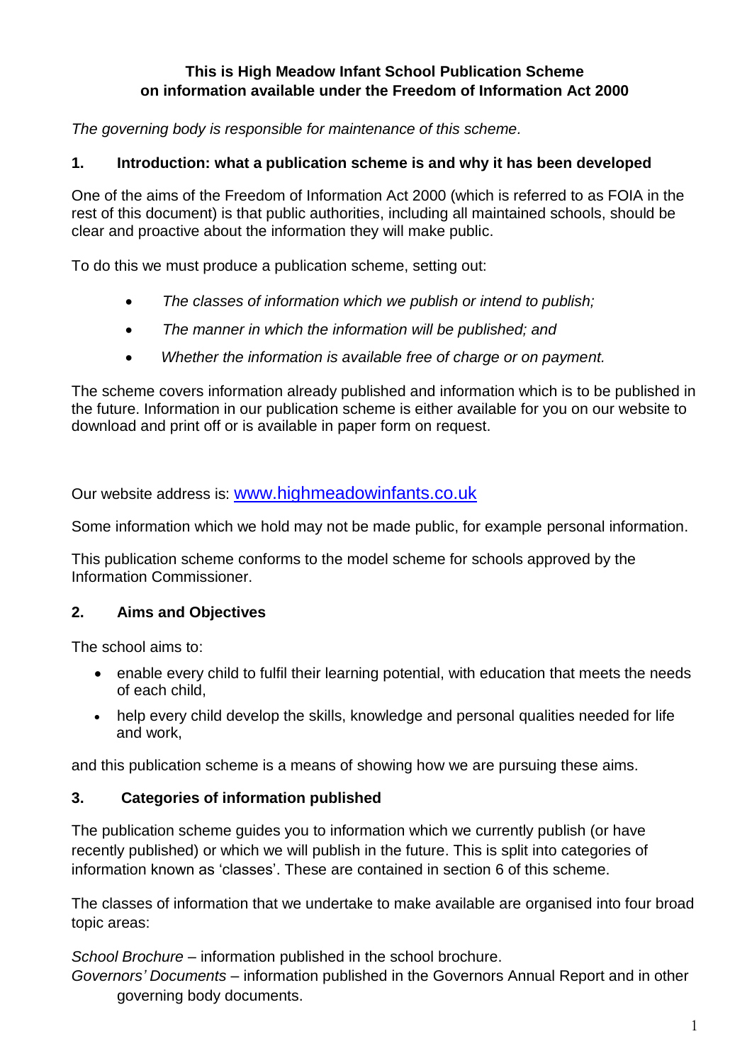# This is High Meadow Infant School Publication Scheme on information available under the Freedom of Information Act 2000

*The governing body is responsible for maintenance of this scheme.*

## 1. Introduction: what a publication scheme is and why it has been developed

One of the aims of the Freedom of Information Act 2000 (which is referred to as FOIA in the rest of this document) is that public authorities, including all maintained schools, should be clear and proactive about the information they will make public.

To do this we must produce a publication scheme, setting out:

- *The classes of information which we publish or intend to publish;*
- *The manner in which the information will be published; and*
- *Whether the information is available free of charge or on payment.*

The scheme covers information already published and information which is to be published in the future. Information in our publication scheme is either available for you on our website to download and print off or is available in paper form on request.

Our website address is: www.highmeadowinfants.co.uk

Some information which we hold may not be made public, for example personal information.

This publication scheme conforms to the model scheme for schools approved by the Information Commissioner.

## 2. Aims and Objectives

The school aims to:

- enable every child to fulfil their learning potential, with education that meets the needs of each child,
- help every child develop the skills, knowledge and personal qualities needed for life and work,

and this publication scheme is a means of showing how we are pursuing these aims.

## 3. Categories of information published

The publication scheme guides you to information which we currently publish (or have recently published) or which we will publish in the future. This is split into categories of information known as 'classes'. These are contained in section 6 of this scheme.

The classes of information that we undertake to make available are organised into four broad topic areas:

*School Brochure* – information published in the school brochure.

*Governors' Documents* – information published in the Governors Annual Report and in other governing body documents.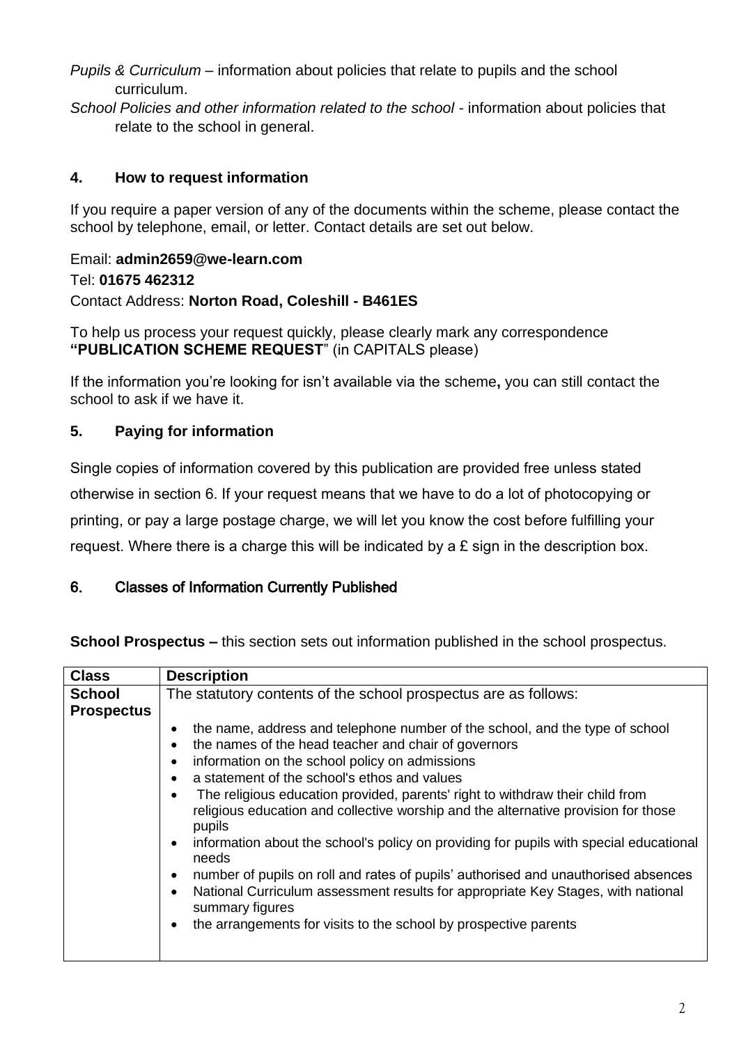*Pupils & Curriculum* – information about policies that relate to pupils and the school curriculum.

*School Policies and other information related to the school* - information about policies that relate to the school in general.

## 4. How to request information

If you require a paper version of any of the documents within the scheme, please contact the school by telephone, email, or letter. Contact details are set out below.

Email: **admin2659@we-learn.com**
Tel: **01675 462312**
Contact Address: **Norton Road, Coleshill - B461ES**

To help us process your request quickly, please clearly mark any correspondence **"PUBLICATION SCHEME REQUEST**" (in CAPITALS please)

If the information you're looking for isn't available via the scheme**,** you can still contact the school to ask if we have it.

## 5. Paying for information

Single copies of information covered by this publication are provided free unless stated otherwise in section 6. If your request means that we have to do a lot of photocopying or printing, or pay a large postage charge, we will let you know the cost before fulfilling your request. Where there is a charge this will be indicated by a £ sign in the description box.

## 6. Classes of Information Currently Published

**School Prospectus –** this section sets out information published in the school prospectus.

| Class | Description |
|---|---|
| **School Prospectus** | The statutory contents of the school prospectus are as follows:<br><br>• the name, address and telephone number of the school, and the type of school<br>• the names of the head teacher and chair of governors<br>• information on the school policy on admissions<br>• a statement of the school's ethos and values<br>• The religious education provided, parents' right to withdraw their child from religious education and collective worship and the alternative provision for those pupils<br>• information about the school's policy on providing for pupils with special educational needs<br>• number of pupils on roll and rates of pupils' authorised and unauthorised absences<br>• National Curriculum assessment results for appropriate Key Stages, with national summary figures<br>• the arrangements for visits to the school by prospective parents |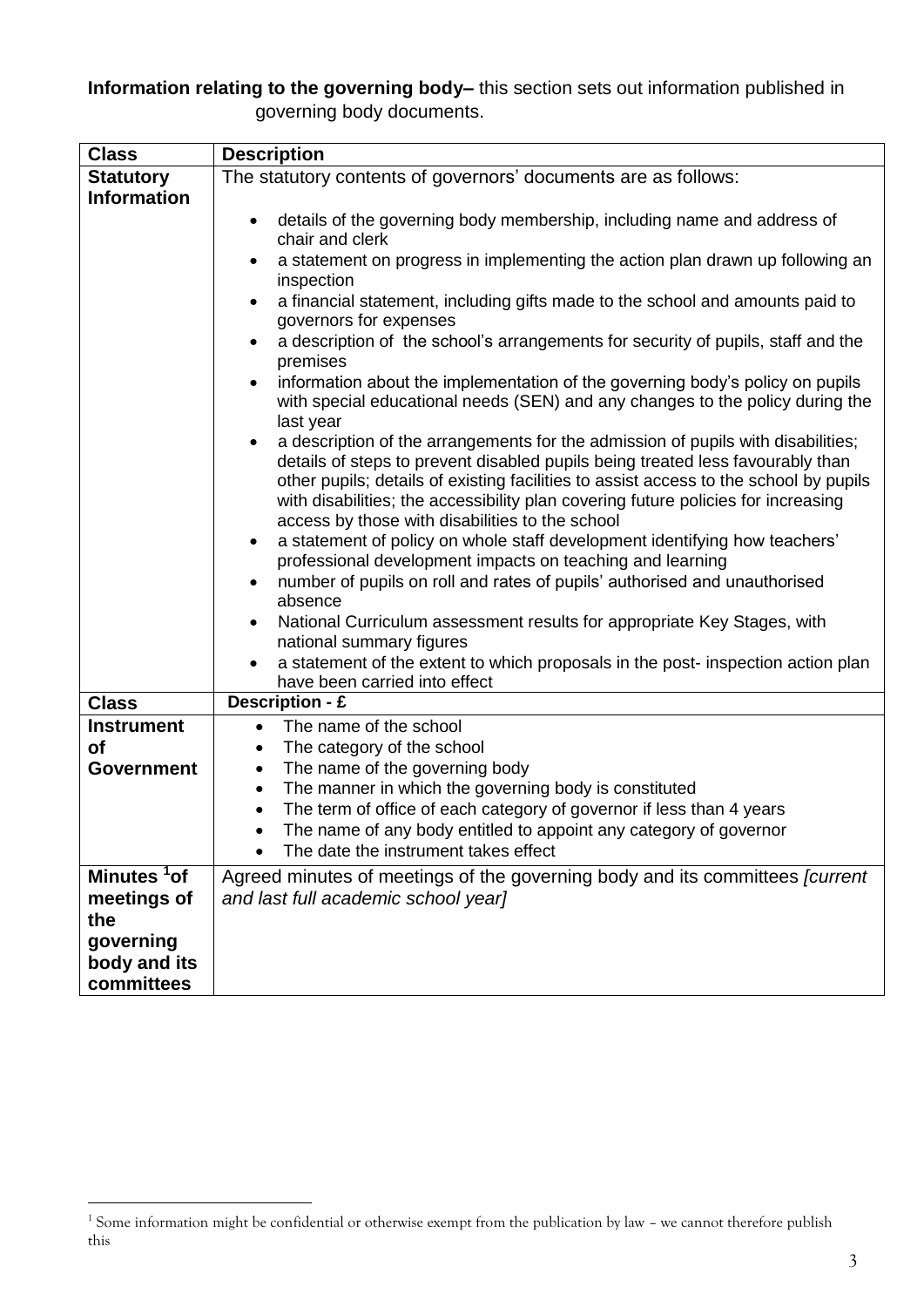**Information relating to the governing body–** this section sets out information published in governing body documents.

| Class | Description |
|---|---|
| **Statutory Information** | The statutory contents of governors' documents are as follows:<br><br>• details of the governing body membership, including name and address of chair and clerk<br>• a statement on progress in implementing the action plan drawn up following an inspection<br>• a financial statement, including gifts made to the school and amounts paid to governors for expenses<br>• a description of the school's arrangements for security of pupils, staff and the premises<br>• information about the implementation of the governing body's policy on pupils with special educational needs (SEN) and any changes to the policy during the last year<br>• a description of the arrangements for the admission of pupils with disabilities; details of steps to prevent disabled pupils being treated less favourably than other pupils; details of existing facilities to assist access to the school by pupils with disabilities; the accessibility plan covering future policies for increasing access by those with disabilities to the school<br>• a statement of policy on whole staff development identifying how teachers' professional development impacts on teaching and learning<br>• number of pupils on roll and rates of pupils' authorised and unauthorised absence<br>• National Curriculum assessment results for appropriate Key Stages, with national summary figures<br>• a statement of the extent to which proposals in the post- inspection action plan have been carried into effect |
| **Class** | **Description - £** |
| **Instrument of Government** | • The name of the school<br>• The category of the school<br>• The name of the governing body<br>• The manner in which the governing body is constituted<br>• The term of office of each category of governor if less than 4 years<br>• The name of any body entitled to appoint any category of governor<br>• The date the instrument takes effect |
| **Minutes [1] of meetings of the governing body and its committees** | Agreed minutes of meetings of the governing body and its committees *[current and last full academic school year]* |

[1] Some information might be confidential or otherwise exempt from the publication by law – we cannot therefore publish this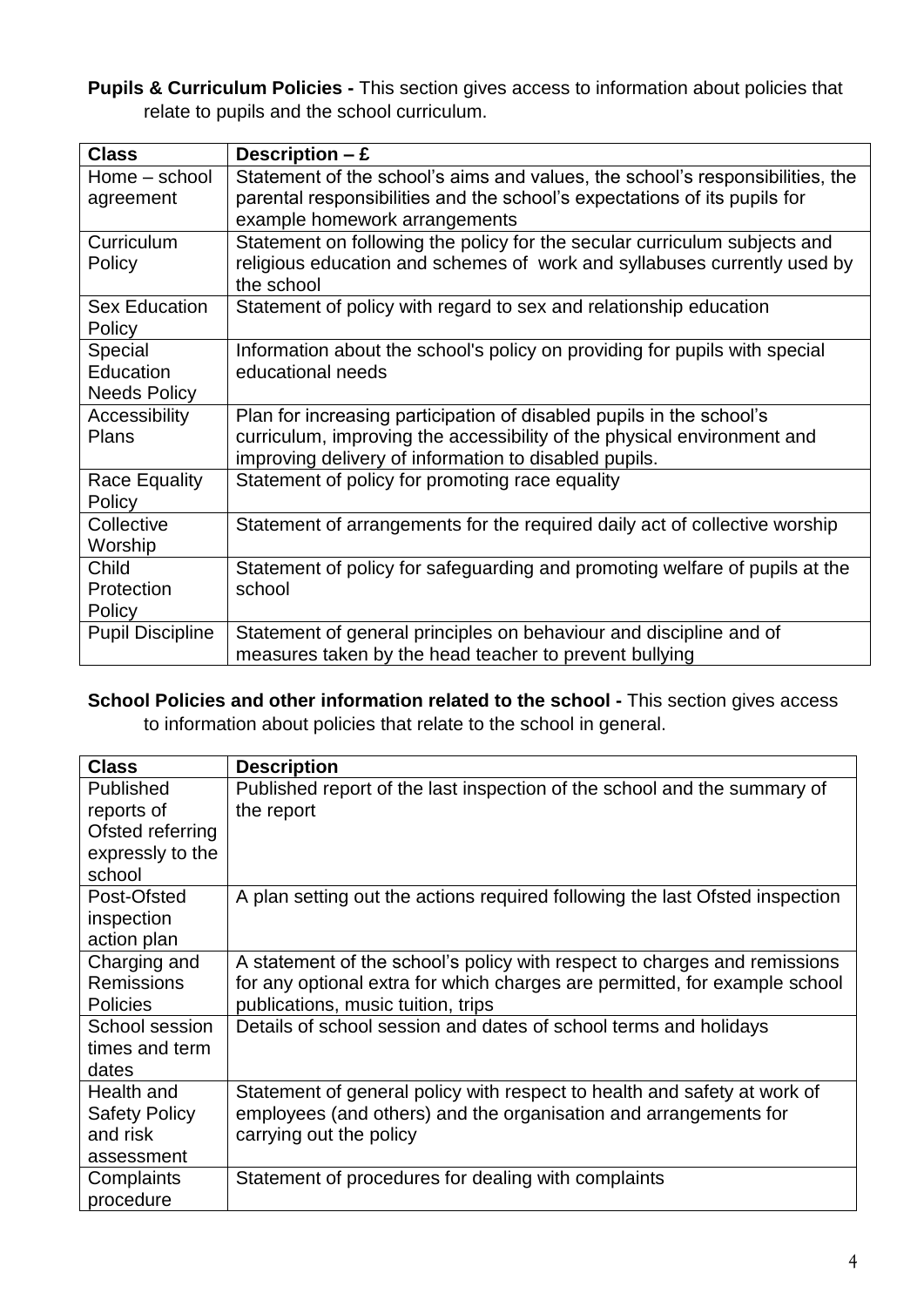**Pupils & Curriculum Policies -** This section gives access to information about policies that relate to pupils and the school curriculum.

| Class | Description – £ |
|---|---|
| Home – school agreement | Statement of the school's aims and values, the school's responsibilities, the parental responsibilities and the school's expectations of its pupils for example homework arrangements |
| Curriculum Policy | Statement on following the policy for the secular curriculum subjects and religious education and schemes of work and syllabuses currently used by the school |
| Sex Education Policy | Statement of policy with regard to sex and relationship education |
| Special Education Needs Policy | Information about the school's policy on providing for pupils with special educational needs |
| Accessibility Plans | Plan for increasing participation of disabled pupils in the school's curriculum, improving the accessibility of the physical environment and improving delivery of information to disabled pupils. |
| Race Equality Policy | Statement of policy for promoting race equality |
| Collective Worship | Statement of arrangements for the required daily act of collective worship |
| Child Protection Policy | Statement of policy for safeguarding and promoting welfare of pupils at the school |
| Pupil Discipline | Statement of general principles on behaviour and discipline and of measures taken by the head teacher to prevent bullying |

**School Policies and other information related to the school -** This section gives access to information about policies that relate to the school in general.

| Class | Description |
|---|---|
| Published reports of Ofsted referring expressly to the school | Published report of the last inspection of the school and the summary of the report |
| Post-Ofsted inspection action plan | A plan setting out the actions required following the last Ofsted inspection |
| Charging and Remissions Policies | A statement of the school's policy with respect to charges and remissions for any optional extra for which charges are permitted, for example school publications, music tuition, trips |
| School session times and term dates | Details of school session and dates of school terms and holidays |
| Health and Safety Policy and risk assessment | Statement of general policy with respect to health and safety at work of employees (and others) and the organisation and arrangements for carrying out the policy |
| Complaints procedure | Statement of procedures for dealing with complaints |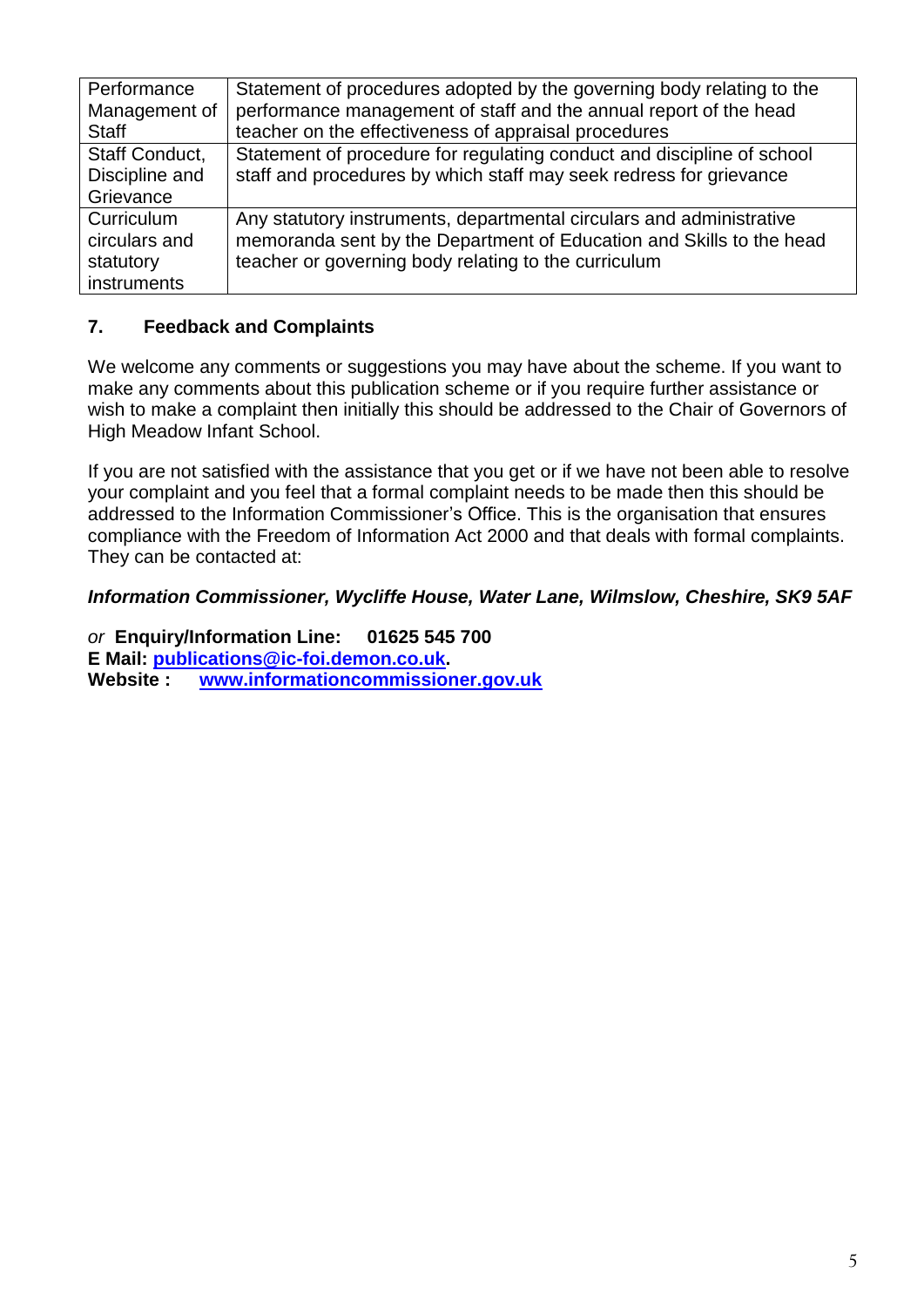| | |
|---|---|
| Performance Management of Staff | Statement of procedures adopted by the governing body relating to the performance management of staff and the annual report of the head teacher on the effectiveness of appraisal procedures |
| Staff Conduct, Discipline and Grievance | Statement of procedure for regulating conduct and discipline of school staff and procedures by which staff may seek redress for grievance |
| Curriculum circulars and statutory instruments | Any statutory instruments, departmental circulars and administrative memoranda sent by the Department of Education and Skills to the head teacher or governing body relating to the curriculum |

## 7. Feedback and Complaints

We welcome any comments or suggestions you may have about the scheme. If you want to make any comments about this publication scheme or if you require further assistance or wish to make a complaint then initially this should be addressed to the Chair of Governors of High Meadow Infant School.

If you are not satisfied with the assistance that you get or if we have not been able to resolve your complaint and you feel that a formal complaint needs to be made then this should be addressed to the Information Commissioner's Office. This is the organisation that ensures compliance with the Freedom of Information Act 2000 and that deals with formal complaints. They can be contacted at:

***Information Commissioner, Wycliffe House, Water Lane, Wilmslow, Cheshire, SK9 5AF***

*or* **Enquiry/Information Line: 01625 545 700**
**E Mail: [publications@ic-foi.demon.co.uk](mailto:publications@ic-foi.demon.co.uk).**
**Website : [www.informationcommissioner.gov.uk](http://www.informationcommissioner.gov.uk)**